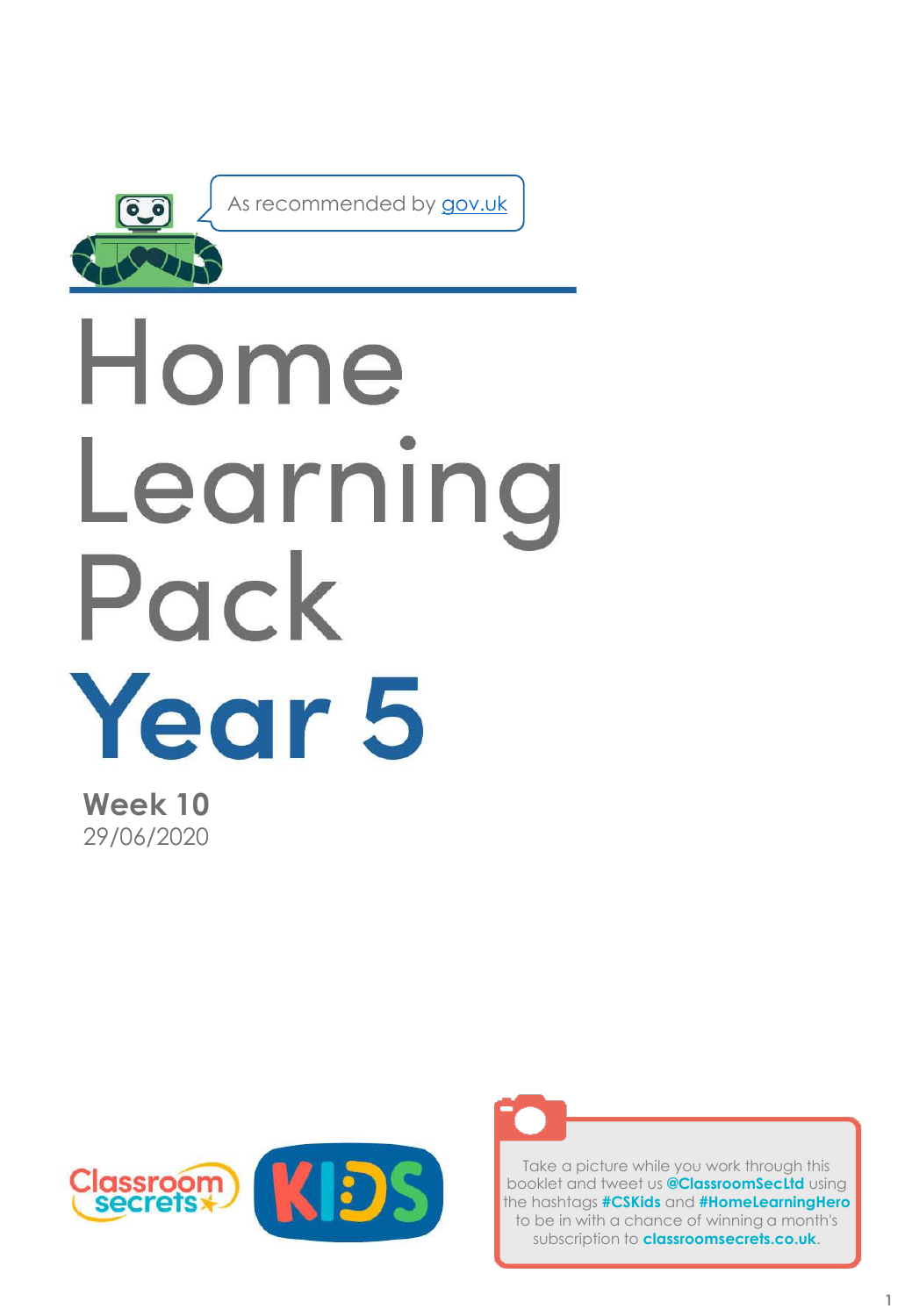As recommended by gov.uk

# Home Learning Pack

# Year 5

**Week 10**
29/06/2020

Classroom secrets KIDS

Take a picture while you work through this booklet and tweet us **@ClassroomSecLtd** using the hashtags **#CSKids** and **#HomeLearningHero** to be in with a chance of winning a month's subscription to **classroomsecrets.co.uk**.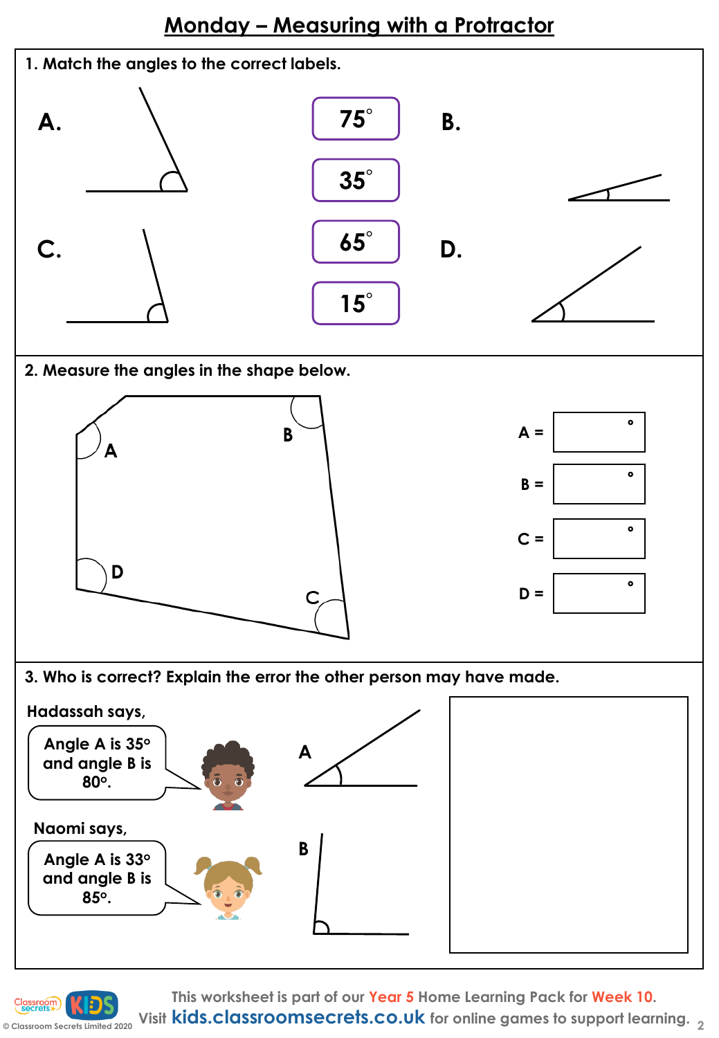# Monday – Measuring with a Protractor

**1. Match the angles to the correct labels.**

A.

B.

C.

D.

75°

35°

65°

15°

**2. Measure the angles in the shape below.**

A = °

B = °

C = °

D = °

**3. Who is correct? Explain the error the other person may have made.**

Hadassah says,

Angle A is 35° and angle B is 80°.

Naomi says,

Angle A is 33° and angle B is 85°.

This worksheet is part of our Year 5 Home Learning Pack for Week 10.
Visit kids.classroomsecrets.co.uk for online games to support learning.

© Classroom Secrets Limited 2020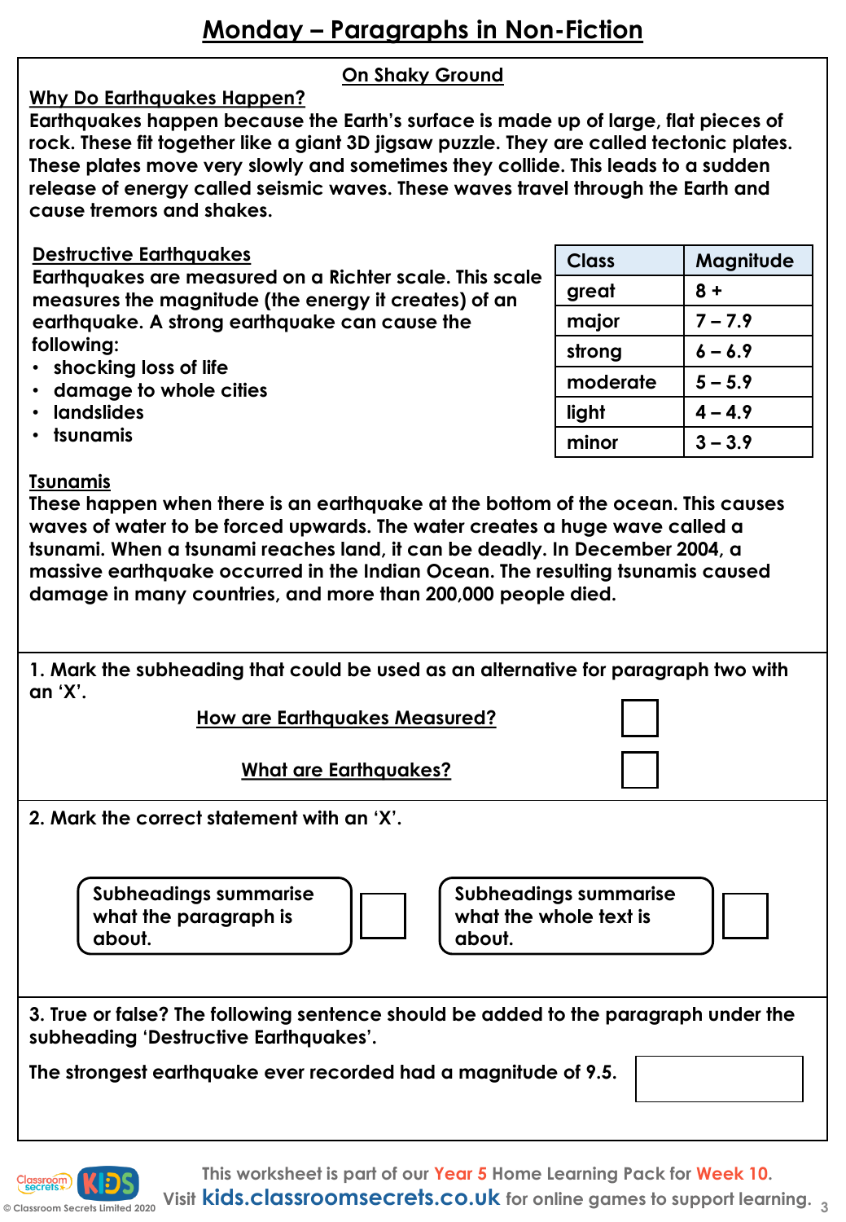# Monday – Paragraphs in Non-Fiction

## On Shaky Ground

### Why Do Earthquakes Happen?

**Earthquakes happen because the Earth's surface is made up of large, flat pieces of rock. These fit together like a giant 3D jigsaw puzzle. They are called tectonic plates. These plates move very slowly and sometimes they collide. This leads to a sudden release of energy called seismic waves. These waves travel through the Earth and cause tremors and shakes.**

### Destructive Earthquakes

**Earthquakes are measured on a Richter scale. This scale measures the magnitude (the energy it creates) of an earthquake. A strong earthquake can cause the following:**

- **shocking loss of life**
- **damage to whole cities**
- **landslides**
- **tsunamis**

| Class | Magnitude |
|---|---|
| great | 8 + |
| major | 7 – 7.9 |
| strong | 6 – 6.9 |
| moderate | 5 – 5.9 |
| light | 4 – 4.9 |
| minor | 3 – 3.9 |

### Tsunamis

**These happen when there is an earthquake at the bottom of the ocean. This causes waves of water to be forced upwards. The water creates a huge wave called a tsunami. When a tsunami reaches land, it can be deadly. In December 2004, a massive earthquake occurred in the Indian Ocean. The resulting tsunamis caused damage in many countries, and more than 200,000 people died.**

---

**1. Mark the subheading that could be used as an alternative for paragraph two with an 'X'.**

How are Earthquakes Measured? ☐

What are Earthquakes? ☐

**2. Mark the correct statement with an 'X'.**

Subheadings summarise what the paragraph is about. ☐

Subheadings summarise what the whole text is about. ☐

**3. True or false? The following sentence should be added to the paragraph under the subheading 'Destructive Earthquakes'.**

**The strongest earthquake ever recorded had a magnitude of 9.5.** ☐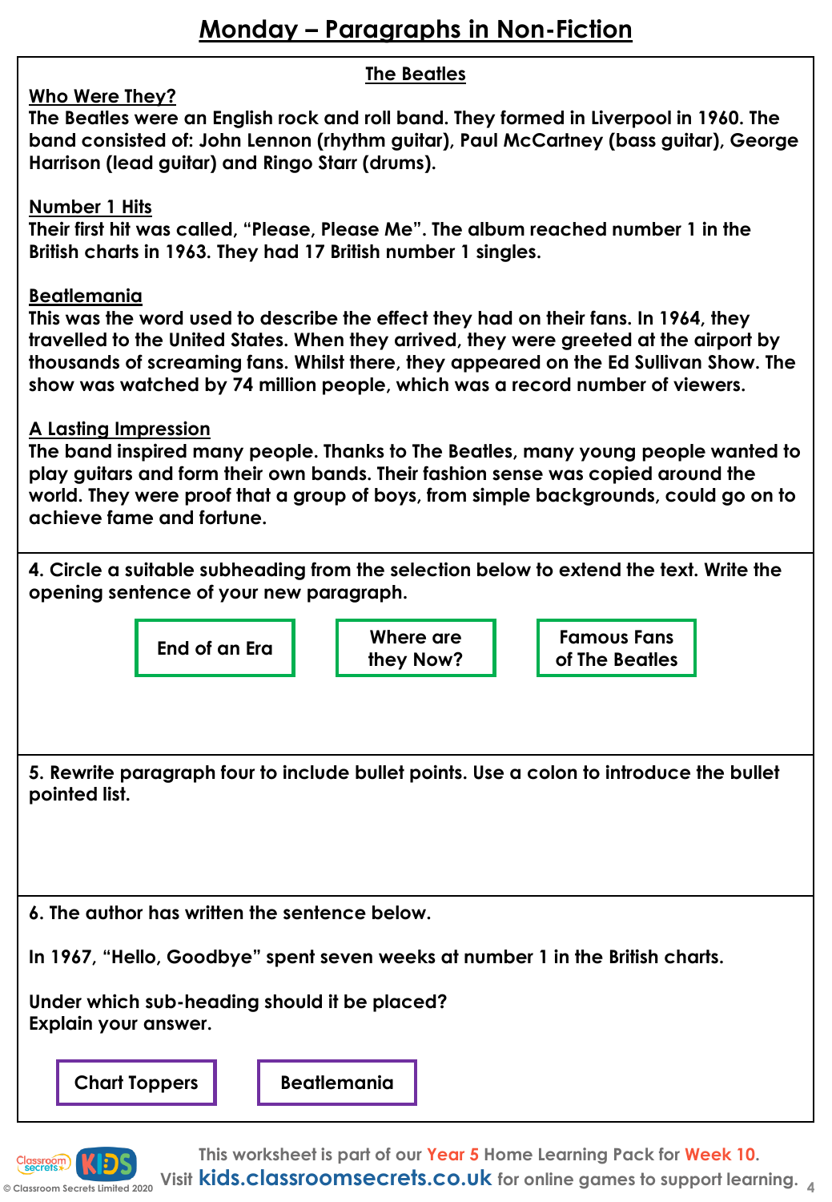# Monday – Paragraphs in Non-Fiction

## The Beatles

**Who Were They?**

**The Beatles were an English rock and roll band. They formed in Liverpool in 1960. The band consisted of: John Lennon (rhythm guitar), Paul McCartney (bass guitar), George Harrison (lead guitar) and Ringo Starr (drums).**

**Number 1 Hits**

**Their first hit was called, "Please, Please Me". The album reached number 1 in the British charts in 1963. They had 17 British number 1 singles.**

**Beatlemania**

**This was the word used to describe the effect they had on their fans. In 1964, they travelled to the United States. When they arrived, they were greeted at the airport by thousands of screaming fans. Whilst there, they appeared on the Ed Sullivan Show. The show was watched by 74 million people, which was a record number of viewers.**

**A Lasting Impression**

**The band inspired many people. Thanks to The Beatles, many young people wanted to play guitars and form their own bands. Their fashion sense was copied around the world. They were proof that a group of boys, from simple backgrounds, could go on to achieve fame and fortune.**

**4. Circle a suitable subheading from the selection below to extend the text. Write the opening sentence of your new paragraph.**

| End of an Era | Where are they Now? | Famous Fans of The Beatles |
|---|---|---|

**5. Rewrite paragraph four to include bullet points. Use a colon to introduce the bullet pointed list.**

**6. The author has written the sentence below.**

**In 1967, "Hello, Goodbye" spent seven weeks at number 1 in the British charts.**

**Under which sub-heading should it be placed?**
**Explain your answer.**

| Chart Toppers | Beatlemania |
|---|---|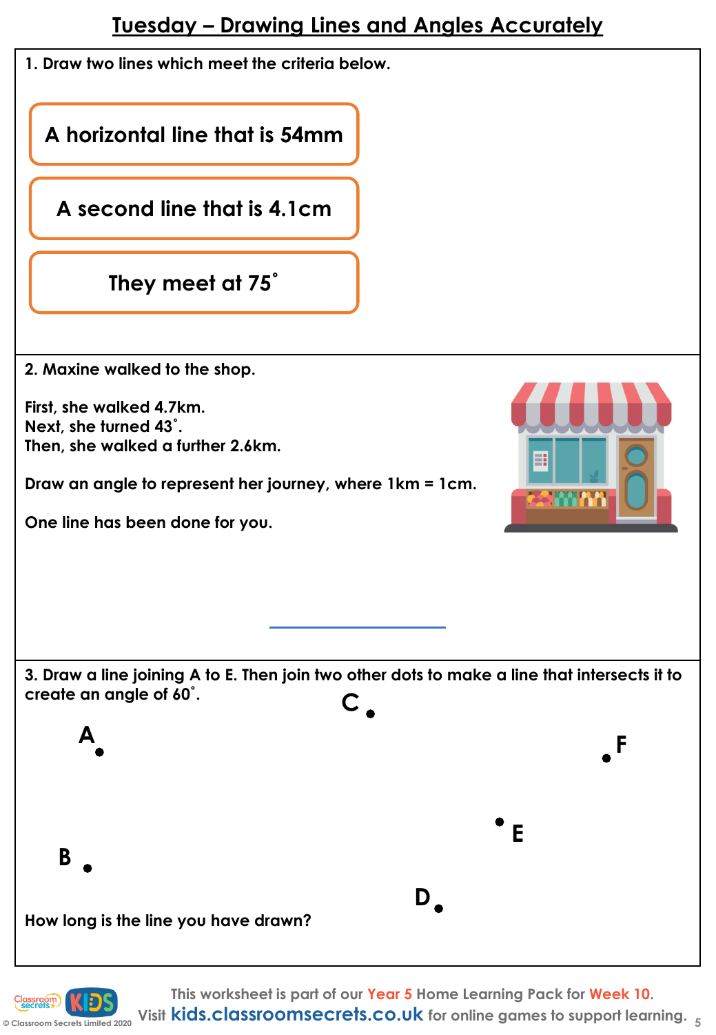# Tuesday – Drawing Lines and Angles Accurately

1. Draw two lines which meet the criteria below.

A horizontal line that is 54mm

A second line that is 4.1cm

They meet at 75˚

2. Maxine walked to the shop.

First, she walked 4.7km.
Next, she turned 43˚.
Then, she walked a further 2.6km.

Draw an angle to represent her journey, where 1km = 1cm.

One line has been done for you.

3. Draw a line joining A to E. Then join two other dots to make a line that intersects it to create an angle of 60˚.

C

A

F

E

B

D

How long is the line you have drawn?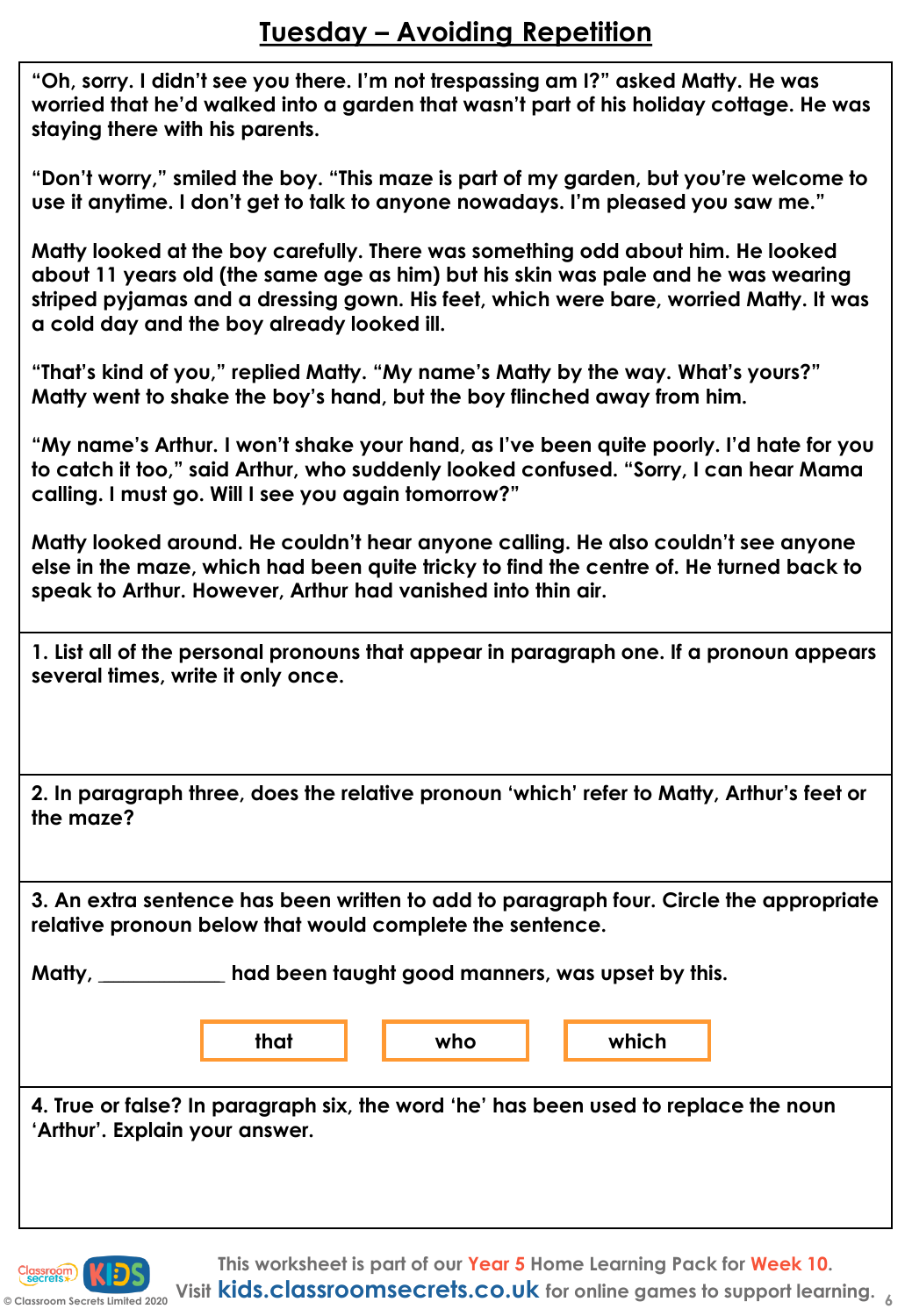# Tuesday – Avoiding Repetition

**"Oh, sorry. I didn't see you there. I'm not trespassing am I?" asked Matty. He was worried that he'd walked into a garden that wasn't part of his holiday cottage. He was staying there with his parents.**

**"Don't worry," smiled the boy. "This maze is part of my garden, but you're welcome to use it anytime. I don't get to talk to anyone nowadays. I'm pleased you saw me."**

**Matty looked at the boy carefully. There was something odd about him. He looked about 11 years old (the same age as him) but his skin was pale and he was wearing striped pyjamas and a dressing gown. His feet, which were bare, worried Matty. It was a cold day and the boy already looked ill.**

**"That's kind of you," replied Matty. "My name's Matty by the way. What's yours?" Matty went to shake the boy's hand, but the boy flinched away from him.**

**"My name's Arthur. I won't shake your hand, as I've been quite poorly. I'd hate for you to catch it too," said Arthur, who suddenly looked confused. "Sorry, I can hear Mama calling. I must go. Will I see you again tomorrow?"**

**Matty looked around. He couldn't hear anyone calling. He also couldn't see anyone else in the maze, which had been quite tricky to find the centre of. He turned back to speak to Arthur. However, Arthur had vanished into thin air.**

**1. List all of the personal pronouns that appear in paragraph one. If a pronoun appears several times, write it only once.**

**2. In paragraph three, does the relative pronoun 'which' refer to Matty, Arthur's feet or the maze?**

**3. An extra sentence has been written to add to paragraph four. Circle the appropriate relative pronoun below that would complete the sentence.**

**Matty, ____________ had been taught good manners, was upset by this.**

| that | who | which |
|---|---|---|

**4. True or false? In paragraph six, the word 'he' has been used to replace the noun 'Arthur'. Explain your answer.**

This worksheet is part of our Year 5 Home Learning Pack for Week 10.
Visit kids.classroomsecrets.co.uk for online games to support learning.

© Classroom Secrets Limited 2020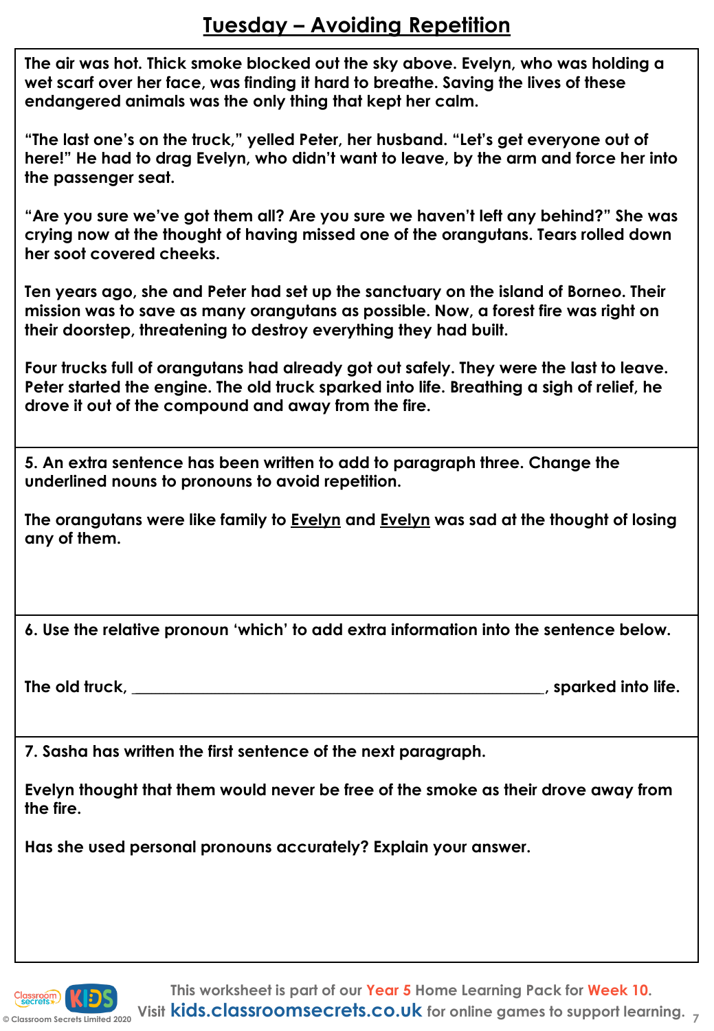# Tuesday – Avoiding Repetition

**The air was hot. Thick smoke blocked out the sky above. Evelyn, who was holding a wet scarf over her face, was finding it hard to breathe. Saving the lives of these endangered animals was the only thing that kept her calm.**

**"The last one's on the truck," yelled Peter, her husband. "Let's get everyone out of here!" He had to drag Evelyn, who didn't want to leave, by the arm and force her into the passenger seat.**

**"Are you sure we've got them all? Are you sure we haven't left any behind?" She was crying now at the thought of having missed one of the orangutans. Tears rolled down her soot covered cheeks.**

**Ten years ago, she and Peter had set up the sanctuary on the island of Borneo. Their mission was to save as many orangutans as possible. Now, a forest fire was right on their doorstep, threatening to destroy everything they had built.**

**Four trucks full of orangutans had already got out safely. They were the last to leave. Peter started the engine. The old truck sparked into life. Breathing a sigh of relief, he drove it out of the compound and away from the fire.**

---

**5. An extra sentence has been written to add to paragraph three. Change the underlined nouns to pronouns to avoid repetition.**

**The orangutans were like family to <u>Evelyn</u> and <u>Evelyn</u> was sad at the thought of losing any of them.**

---

**6. Use the relative pronoun 'which' to add extra information into the sentence below.**

**The old truck, ______________________________________________, sparked into life.**

---

**7. Sasha has written the first sentence of the next paragraph.**

**Evelyn thought that them would never be free of the smoke as their drove away from the fire.**

**Has she used personal pronouns accurately? Explain your answer.**

This worksheet is part of our Year 5 Home Learning Pack for Week 10.
Visit kids.classroomsecrets.co.uk for online games to support learning.

© Classroom Secrets Limited 2020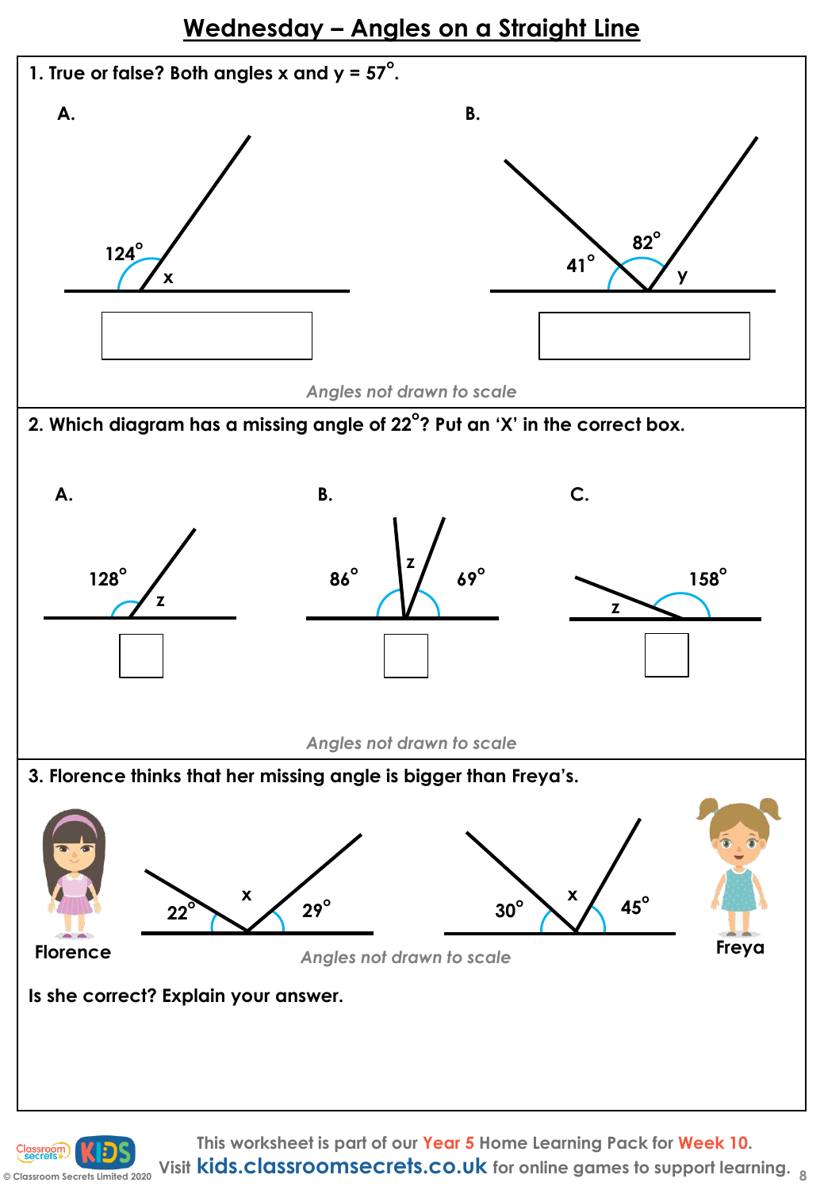# Wednesday – Angles on a Straight Line

**1. True or false? Both angles x and y = 57°.**

**A.**

124° x

**B.**

41° 82° y

*Angles not drawn to scale*

**2. Which diagram has a missing angle of 22°? Put an 'X' in the correct box.**

**A.**

128° z

**B.**

86° z 69°

**C.**

z 158°

*Angles not drawn to scale*

**3. Florence thinks that her missing angle is bigger than Freya's.**

Florence: 22° x 29°

Freya: 30° x 45°

*Angles not drawn to scale*

**Is she correct? Explain your answer.**

This worksheet is part of our Year 5 Home Learning Pack for Week 10.

Visit kids.classroomsecrets.co.uk for online games to support learning.

© Classroom Secrets Limited 2020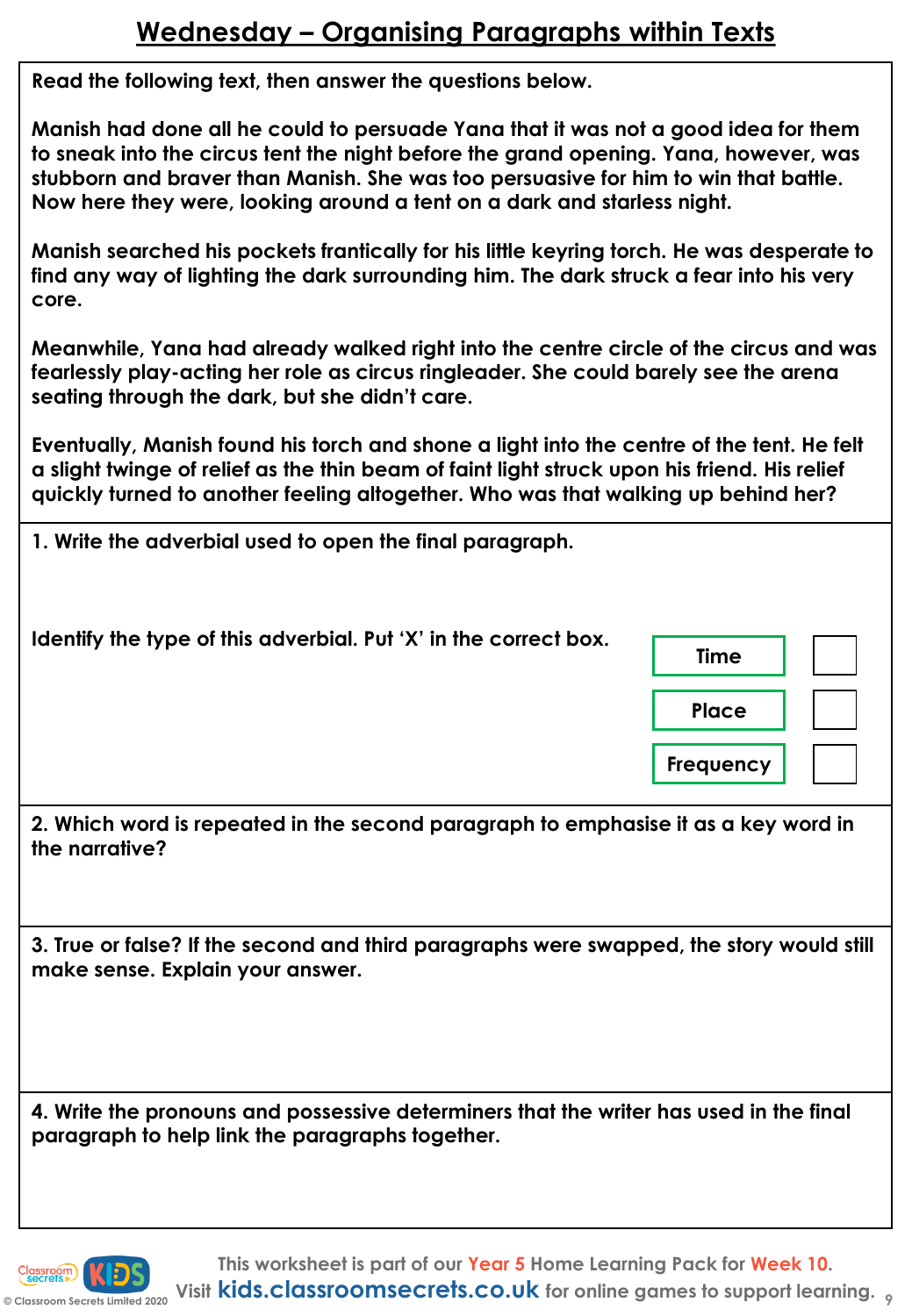# Wednesday – Organising Paragraphs within Texts

**Read the following text, then answer the questions below.**

**Manish had done all he could to persuade Yana that it was not a good idea for them to sneak into the circus tent the night before the grand opening. Yana, however, was stubborn and braver than Manish. She was too persuasive for him to win that battle. Now here they were, looking around a tent on a dark and starless night.**

**Manish searched his pockets frantically for his little keyring torch. He was desperate to find any way of lighting the dark surrounding him. The dark struck a fear into his very core.**

**Meanwhile, Yana had already walked right into the centre circle of the circus and was fearlessly play-acting her role as circus ringleader. She could barely see the arena seating through the dark, but she didn't care.**

**Eventually, Manish found his torch and shone a light into the centre of the tent. He felt a slight twinge of relief as the thin beam of faint light struck upon his friend. His relief quickly turned to another feeling altogether. Who was that walking up behind her?**

**1. Write the adverbial used to open the final paragraph.**

**Identify the type of this adverbial. Put 'X' in the correct box.**

| | |
|---|---|
| Time | ☐ |
| Place | ☐ |
| Frequency | ☐ |

**2. Which word is repeated in the second paragraph to emphasise it as a key word in the narrative?**

**3. True or false? If the second and third paragraphs were swapped, the story would still make sense. Explain your answer.**

**4. Write the pronouns and possessive determiners that the writer has used in the final paragraph to help link the paragraphs together.**

This worksheet is part of our Year 5 Home Learning Pack for Week 10.
Visit kids.classroomsecrets.co.uk for online games to support learning.

© Classroom Secrets Limited 2020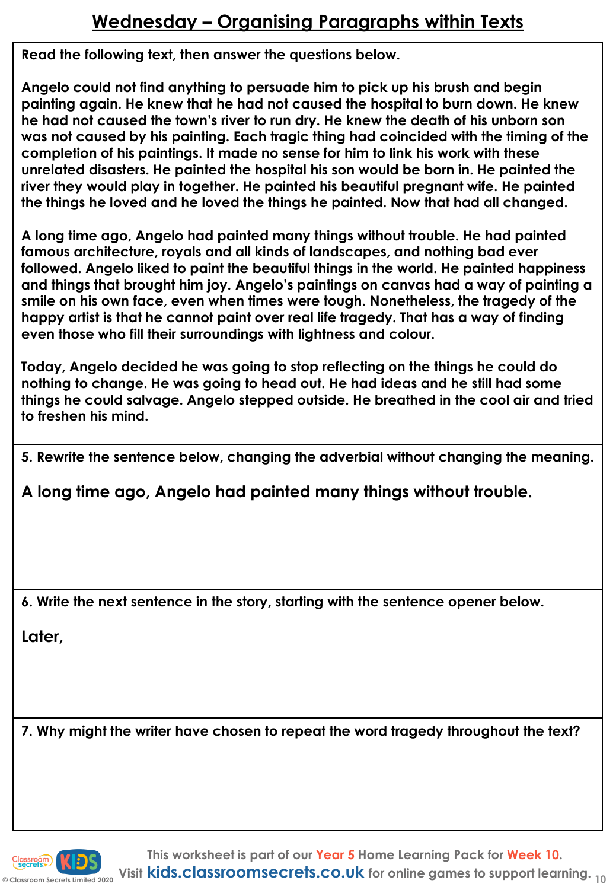# Wednesday – Organising Paragraphs within Texts

**Read the following text, then answer the questions below.**

**Angelo could not find anything to persuade him to pick up his brush and begin painting again. He knew that he had not caused the hospital to burn down. He knew he had not caused the town's river to run dry. He knew the death of his unborn son was not caused by his painting. Each tragic thing had coincided with the timing of the completion of his paintings. It made no sense for him to link his work with these unrelated disasters. He painted the hospital his son would be born in. He painted the river they would play in together. He painted his beautiful pregnant wife. He painted the things he loved and he loved the things he painted. Now that had all changed.**

**A long time ago, Angelo had painted many things without trouble. He had painted famous architecture, royals and all kinds of landscapes, and nothing bad ever followed. Angelo liked to paint the beautiful things in the world. He painted happiness and things that brought him joy. Angelo's paintings on canvas had a way of painting a smile on his own face, even when times were tough. Nonetheless, the tragedy of the happy artist is that he cannot paint over real life tragedy. That has a way of finding even those who fill their surroundings with lightness and colour.**

**Today, Angelo decided he was going to stop reflecting on the things he could do nothing to change. He was going to head out. He had ideas and he still had some things he could salvage. Angelo stepped outside. He breathed in the cool air and tried to freshen his mind.**

**5. Rewrite the sentence below, changing the adverbial without changing the meaning.**

**A long time ago, Angelo had painted many things without trouble.**

**6. Write the next sentence in the story, starting with the sentence opener below.**

**Later,**

**7. Why might the writer have chosen to repeat the word tragedy throughout the text?**

This worksheet is part of our Year 5 Home Learning Pack for Week 10.
Visit kids.classroomsecrets.co.uk for online games to support learning.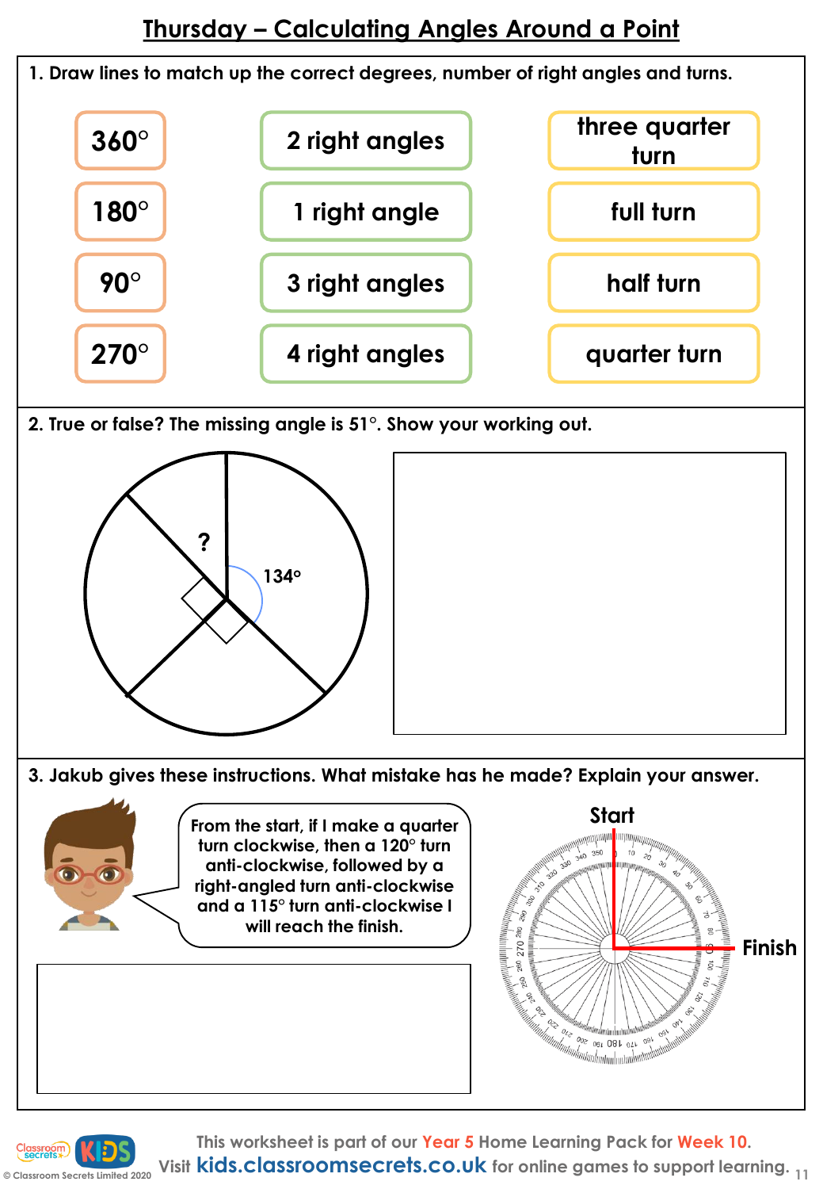# Thursday – Calculating Angles Around a Point

1. Draw lines to match up the correct degrees, number of right angles and turns.

| | | |
|---|---|---|
| 360° | 2 right angles | three quarter turn |
| 180° | 1 right angle | full turn |
| 90° | 3 right angles | half turn |
| 270° | 4 right angles | quarter turn |

2. True or false? The missing angle is 51°. Show your working out.

?

134°

3. Jakub gives these instructions. What mistake has he made? Explain your answer.

From the start, if I make a quarter turn clockwise, then a 120° turn anti-clockwise, followed by a right-angled turn anti-clockwise and a 115° turn anti-clockwise I will reach the finish.

Start

Finish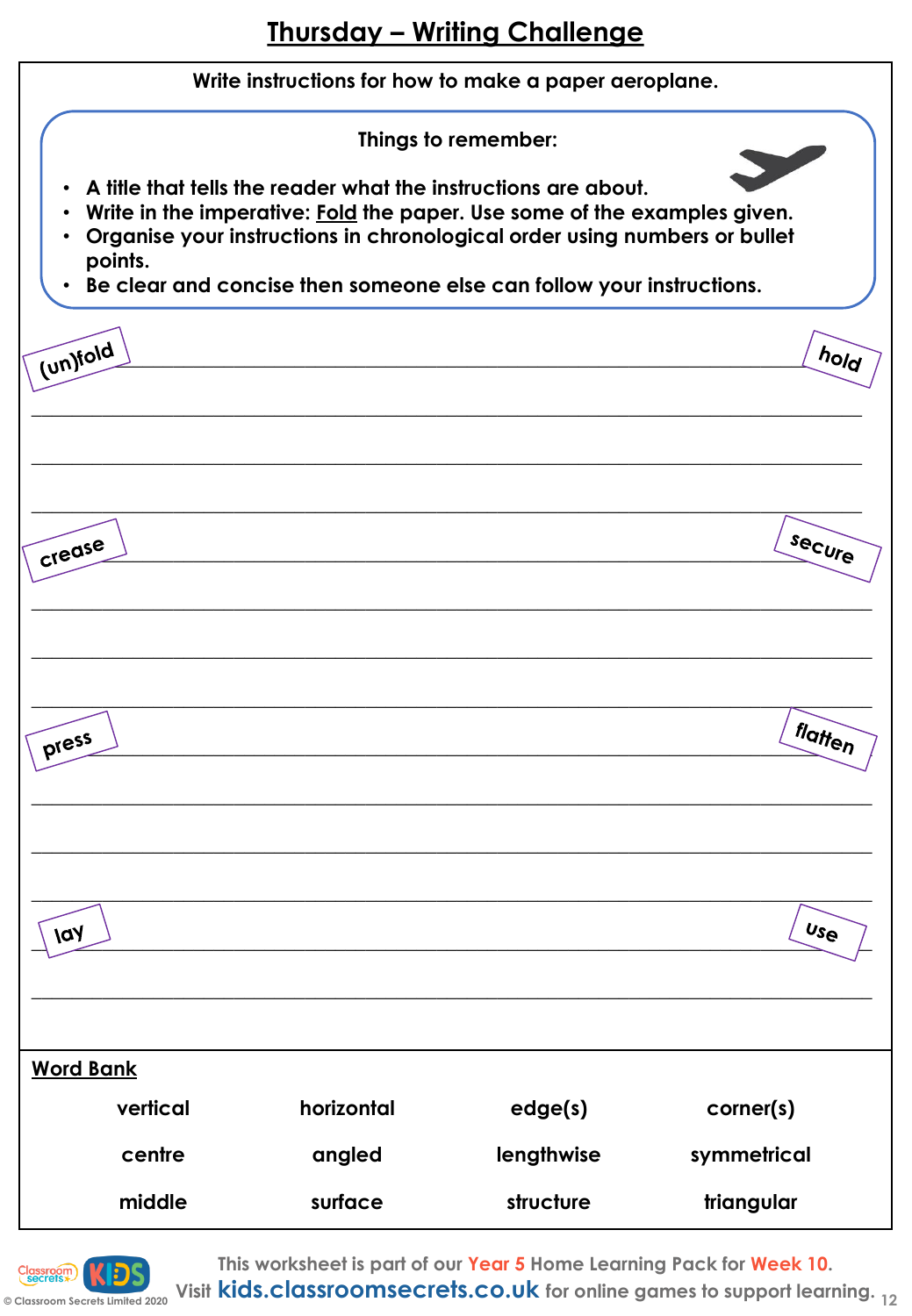# Thursday – Writing Challenge

**Write instructions for how to make a paper aeroplane.**

**Things to remember:**

- A title that tells the reader what the instructions are about.
- Write in the imperative: <u>Fold</u> the paper. Use some of the examples given.
- Organise your instructions in chronological order using numbers or bullet points.
- Be clear and concise then someone else can follow your instructions.

(un)fold | hold | crease | secure | press | flatten | lay | use

## Word Bank

| | | | |
|---|---|---|---|
| vertical | horizontal | edge(s) | corner(s) |
| centre | angled | lengthwise | symmetrical |
| middle | surface | structure | triangular |

This worksheet is part of our Year 5 Home Learning Pack for Week 10.
Visit kids.classroomsecrets.co.uk for online games to support learning.

© Classroom Secrets Limited 2020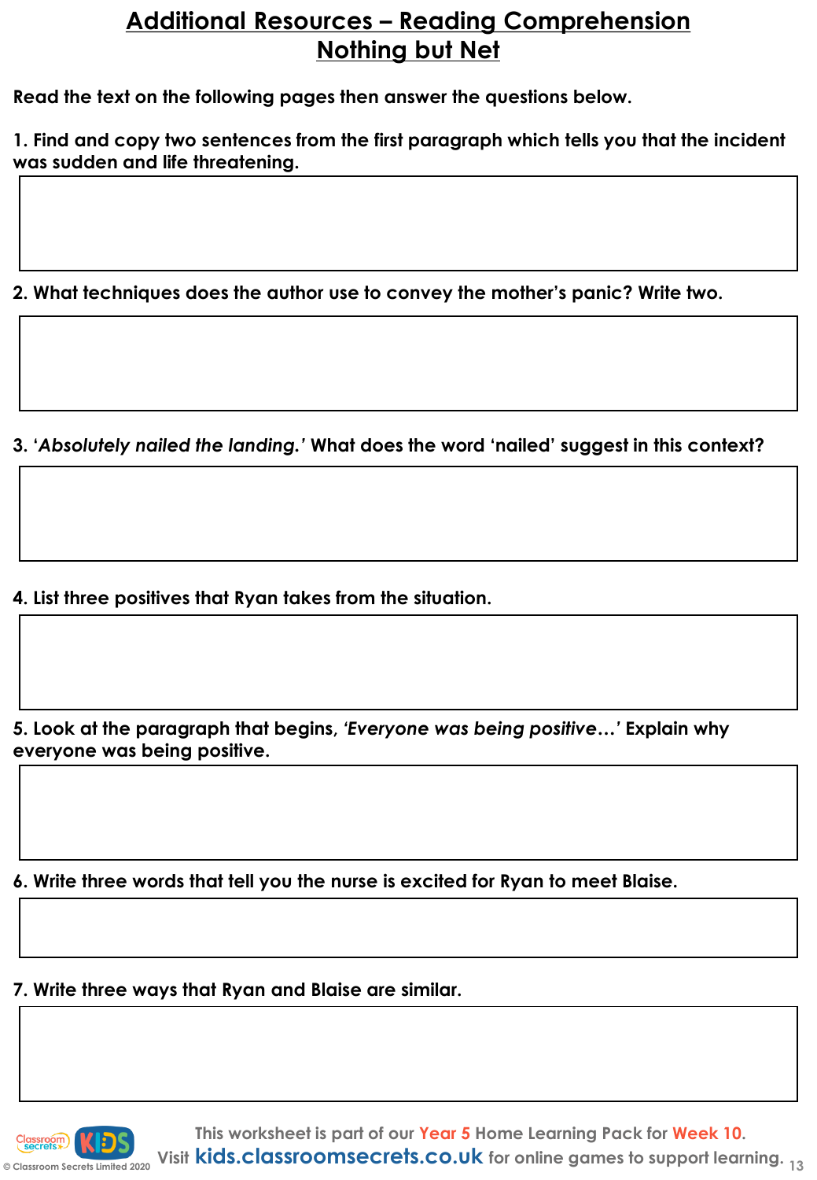# Additional Resources – Reading Comprehension
# Nothing but Net

**Read the text on the following pages then answer the questions below.**

**1. Find and copy two sentences from the first paragraph which tells you that the incident was sudden and life threatening.**

**2. What techniques does the author use to convey the mother's panic? Write two.**

**3. '*Absolutely nailed the landing.*' What does the word 'nailed' suggest in this context?**

**4. List three positives that Ryan takes from the situation.**

**5. Look at the paragraph that begins, *'Everyone was being positive…'* Explain why everyone was being positive.**

**6. Write three words that tell you the nurse is excited for Ryan to meet Blaise.**

**7. Write three ways that Ryan and Blaise are similar.**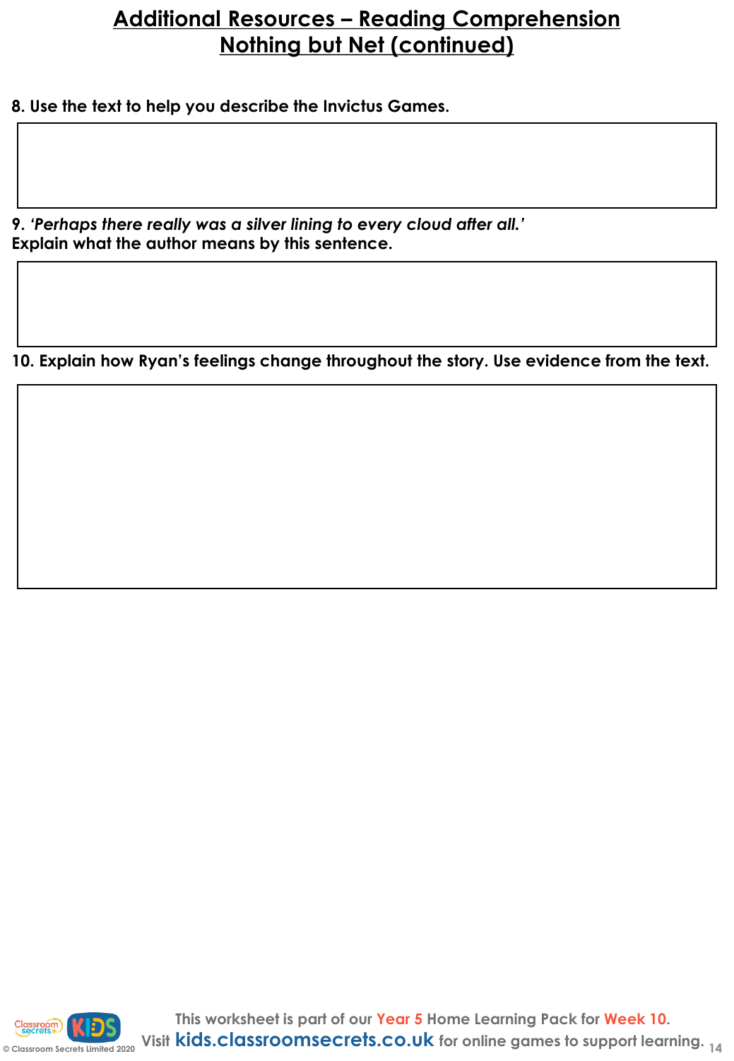# Additional Resources – Reading Comprehension
## Nothing but Net (continued)

**8. Use the text to help you describe the Invictus Games.**

**9. *'Perhaps there really was a silver lining to every cloud after all.'***
**Explain what the author means by this sentence.**

**10. Explain how Ryan's feelings change throughout the story. Use evidence from the text.**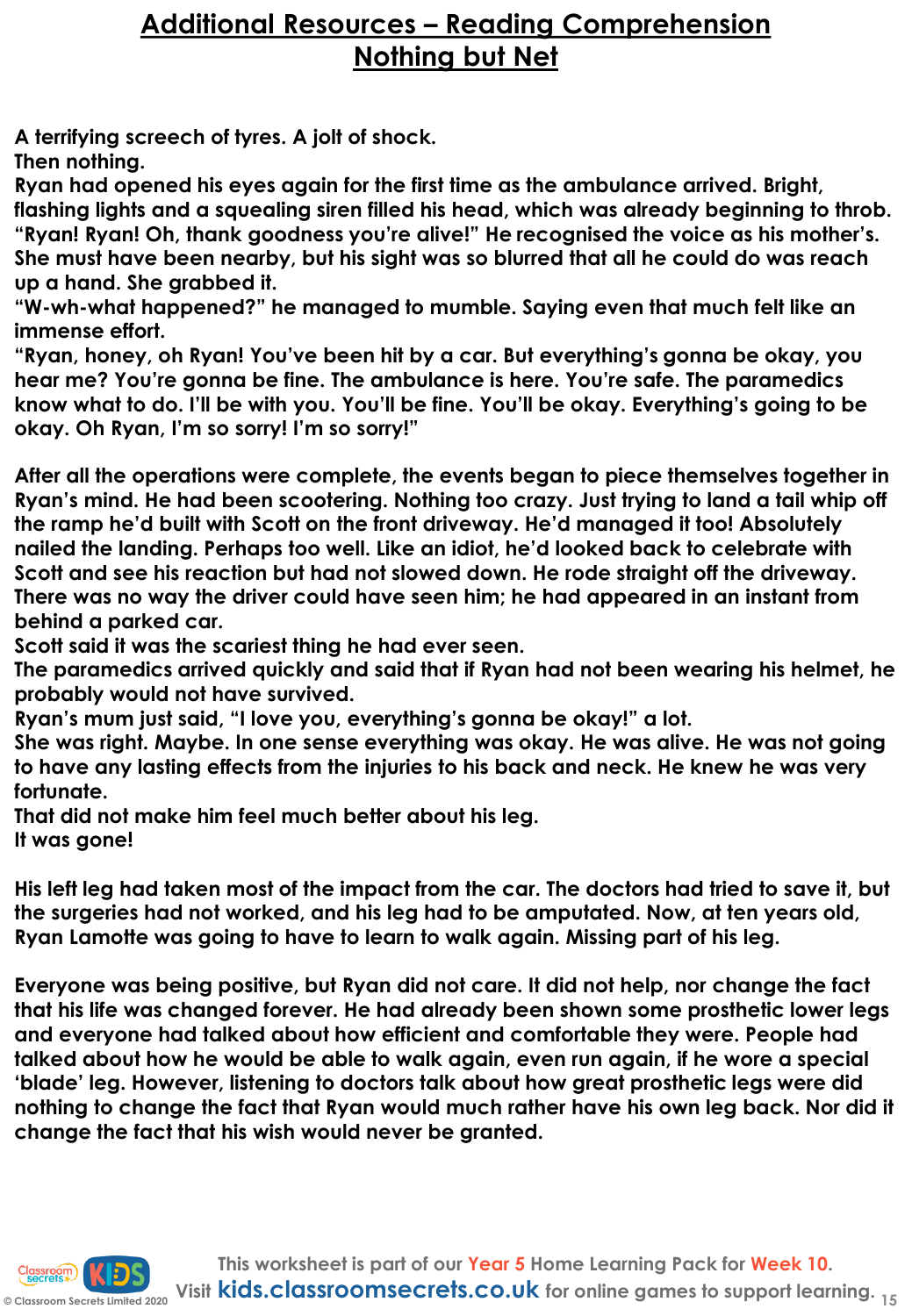# Additional Resources – Reading Comprehension
## Nothing but Net

A terrifying screech of tyres. A jolt of shock.
Then nothing.
Ryan had opened his eyes again for the first time as the ambulance arrived. Bright, flashing lights and a squealing siren filled his head, which was already beginning to throb.
"Ryan! Ryan! Oh, thank goodness you're alive!" He recognised the voice as his mother's. She must have been nearby, but his sight was so blurred that all he could do was reach up a hand. She grabbed it.
"W-wh-what happened?" he managed to mumble. Saying even that much felt like an immense effort.
"Ryan, honey, oh Ryan! You've been hit by a car. But everything's gonna be okay, you hear me? You're gonna be fine. The ambulance is here. You're safe. The paramedics know what to do. I'll be with you. You'll be fine. You'll be okay. Everything's going to be okay. Oh Ryan, I'm so sorry! I'm so sorry!"

After all the operations were complete, the events began to piece themselves together in Ryan's mind. He had been scootering. Nothing too crazy. Just trying to land a tail whip off the ramp he'd built with Scott on the front driveway. He'd managed it too! Absolutely nailed the landing. Perhaps too well. Like an idiot, he'd looked back to celebrate with Scott and see his reaction but had not slowed down. He rode straight off the driveway. There was no way the driver could have seen him; he had appeared in an instant from behind a parked car.
Scott said it was the scariest thing he had ever seen.
The paramedics arrived quickly and said that if Ryan had not been wearing his helmet, he probably would not have survived.
Ryan's mum just said, "I love you, everything's gonna be okay!" a lot.
She was right. Maybe. In one sense everything was okay. He was alive. He was not going to have any lasting effects from the injuries to his back and neck. He knew he was very fortunate.
That did not make him feel much better about his leg.
It was gone!

His left leg had taken most of the impact from the car. The doctors had tried to save it, but the surgeries had not worked, and his leg had to be amputated. Now, at ten years old, Ryan Lamotte was going to have to learn to walk again. Missing part of his leg.

Everyone was being positive, but Ryan did not care. It did not help, nor change the fact that his life was changed forever. He had already been shown some prosthetic lower legs and everyone had talked about how efficient and comfortable they were. People had talked about how he would be able to walk again, even run again, if he wore a special 'blade' leg. However, listening to doctors talk about how great prosthetic legs were did nothing to change the fact that Ryan would much rather have his own leg back. Nor did it change the fact that his wish would never be granted.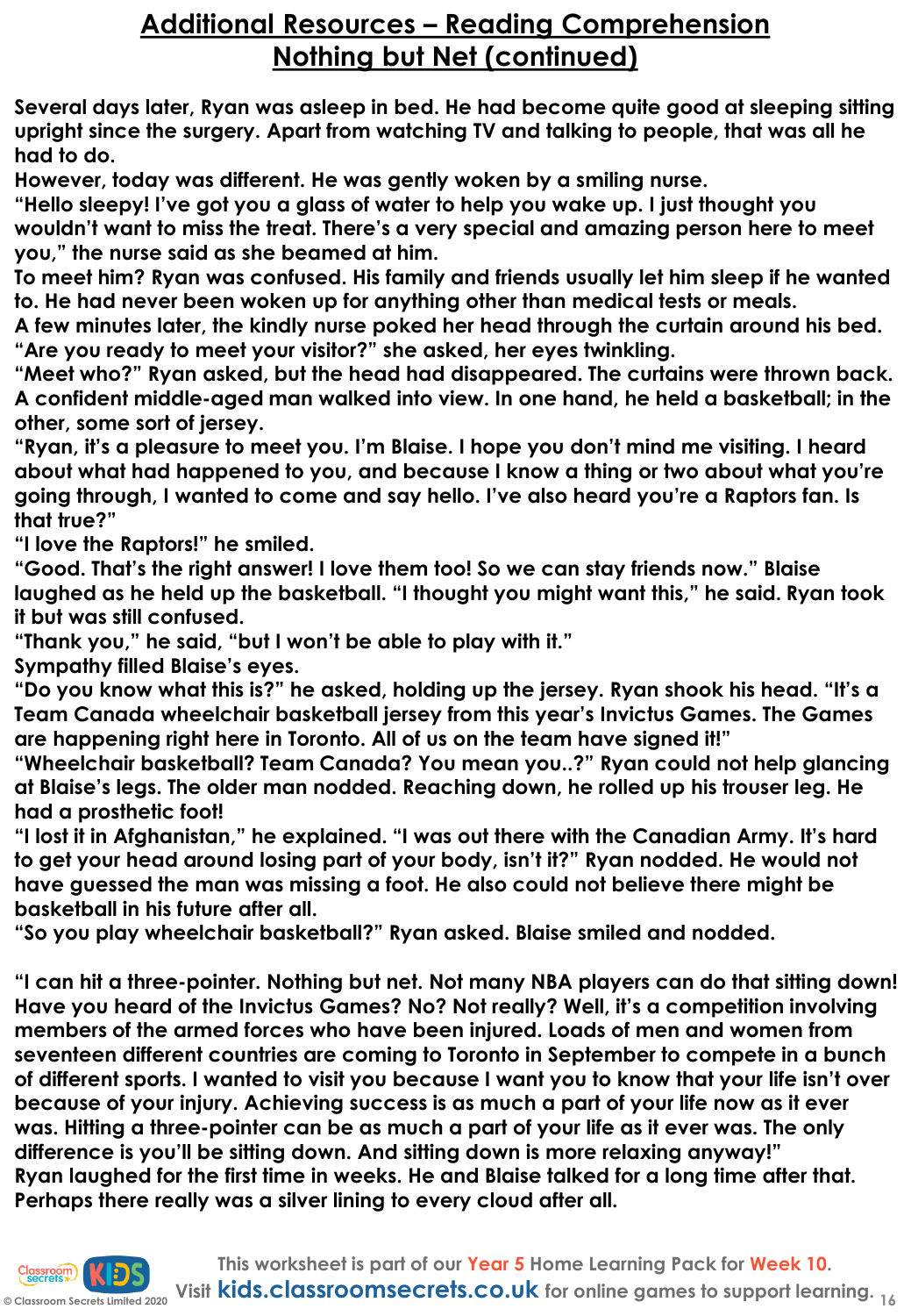# Additional Resources – Reading Comprehension
## Nothing but Net (continued)

Several days later, Ryan was asleep in bed. He had become quite good at sleeping sitting upright since the surgery. Apart from watching TV and talking to people, that was all he had to do.

However, today was different. He was gently woken by a smiling nurse.

"Hello sleepy! I've got you a glass of water to help you wake up. I just thought you wouldn't want to miss the treat. There's a very special and amazing person here to meet you," the nurse said as she beamed at him.

To meet him? Ryan was confused. His family and friends usually let him sleep if he wanted to. He had never been woken up for anything other than medical tests or meals.

A few minutes later, the kindly nurse poked her head through the curtain around his bed. "Are you ready to meet your visitor?" she asked, her eyes twinkling.

"Meet who?" Ryan asked, but the head had disappeared. The curtains were thrown back. A confident middle-aged man walked into view. In one hand, he held a basketball; in the other, some sort of jersey.

"Ryan, it's a pleasure to meet you. I'm Blaise. I hope you don't mind me visiting. I heard about what had happened to you, and because I know a thing or two about what you're going through, I wanted to come and say hello. I've also heard you're a Raptors fan. Is that true?"

"I love the Raptors!" he smiled.

"Good. That's the right answer! I love them too! So we can stay friends now." Blaise laughed as he held up the basketball. "I thought you might want this," he said. Ryan took it but was still confused.

"Thank you," he said, "but I won't be able to play with it."

Sympathy filled Blaise's eyes.

"Do you know what this is?" he asked, holding up the jersey. Ryan shook his head. "It's a Team Canada wheelchair basketball jersey from this year's Invictus Games. The Games are happening right here in Toronto. All of us on the team have signed it!"

"Wheelchair basketball? Team Canada? You mean you..?" Ryan could not help glancing at Blaise's legs. The older man nodded. Reaching down, he rolled up his trouser leg. He had a prosthetic foot!

"I lost it in Afghanistan," he explained. "I was out there with the Canadian Army. It's hard to get your head around losing part of your body, isn't it?" Ryan nodded. He would not have guessed the man was missing a foot. He also could not believe there might be basketball in his future after all.

"So you play wheelchair basketball?" Ryan asked. Blaise smiled and nodded.

"I can hit a three-pointer. Nothing but net. Not many NBA players can do that sitting down! Have you heard of the Invictus Games? No? Not really? Well, it's a competition involving members of the armed forces who have been injured. Loads of men and women from seventeen different countries are coming to Toronto in September to compete in a bunch of different sports. I wanted to visit you because I want you to know that your life isn't over because of your injury. Achieving success is as much a part of your life now as it ever was. Hitting a three-pointer can be as much a part of your life as it ever was. The only difference is you'll be sitting down. And sitting down is more relaxing anyway!"

Ryan laughed for the first time in weeks. He and Blaise talked for a long time after that. Perhaps there really was a silver lining to every cloud after all.